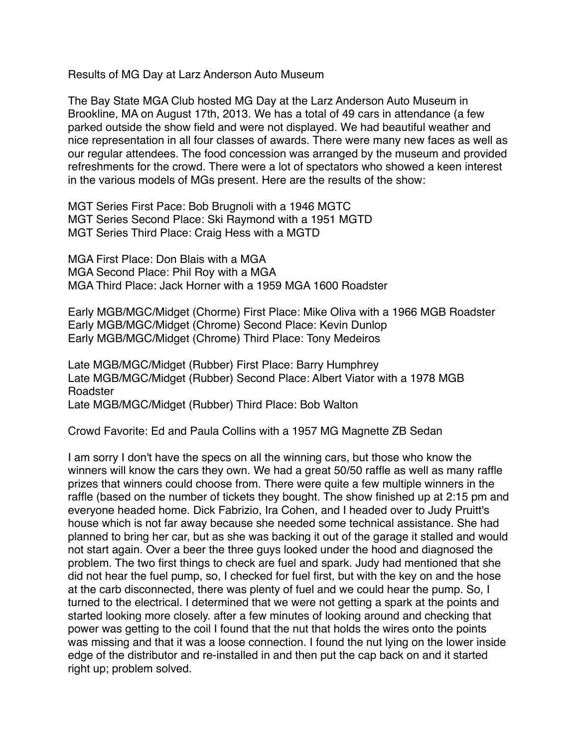Results of MG Day at Larz Anderson Auto Museum

The Bay State MGA Club hosted MG Day at the Larz Anderson Auto Museum in Brookline, MA on August 17th, 2013. We has a total of 49 cars in attendance (a few parked outside the show field and were not displayed. We had beautiful weather and nice representation in all four classes of awards. There were many new faces as well as our regular attendees. The food concession was arranged by the museum and provided refreshments for the crowd. There were a lot of spectators who showed a keen interest in the various models of MGs present. Here are the results of the show:

MGT Series First Pace: Bob Brugnoli with a 1946 MGTC
MGT Series Second Place: Ski Raymond with a 1951 MGTD
MGT Series Third Place: Craig Hess with a MGTD

MGA First Place: Don Blais with a MGA
MGA Second Place: Phil Roy with a MGA
MGA Third Place: Jack Horner with a 1959 MGA 1600 Roadster

Early MGB/MGC/Midget (Chorme) First Place: Mike Oliva with a 1966 MGB Roadster
Early MGB/MGC/Midget (Chrome) Second Place: Kevin Dunlop
Early MGB/MGC/Midget (Chrome) Third Place: Tony Medeiros

Late MGB/MGC/Midget (Rubber) First Place: Barry Humphrey
Late MGB/MGC/Midget (Rubber) Second Place: Albert Viator with a 1978 MGB Roadster
Late MGB/MGC/Midget (Rubber) Third Place: Bob Walton

Crowd Favorite: Ed and Paula Collins with a 1957 MG Magnette ZB Sedan

I am sorry I don't have the specs on all the winning cars, but those who know the winners will know the cars they own. We had a great 50/50 raffle as well as many raffle prizes that winners could choose from. There were quite a few multiple winners in the raffle (based on the number of tickets they bought. The show finished up at 2:15 pm and everyone headed home. Dick Fabrizio, Ira Cohen, and I headed over to Judy Pruitt's house which is not far away because she needed some technical assistance. She had planned to bring her car, but as she was backing it out of the garage it stalled and would not start again. Over a beer the three guys looked under the hood and diagnosed the problem. The two first things to check are fuel and spark. Judy had mentioned that she did not hear the fuel pump, so, I checked for fuel first, but with the key on and the hose at the carb disconnected, there was plenty of fuel and we could hear the pump. So, I turned to the electrical. I determined that we were not getting a spark at the points and started looking more closely. after a few minutes of looking around and checking that power was getting to the coil I found that the nut that holds the wires onto the points was missing and that it was a loose connection. I found the nut lying on the lower inside edge of the distributor and re-installed in and then put the cap back on and it started right up; problem solved.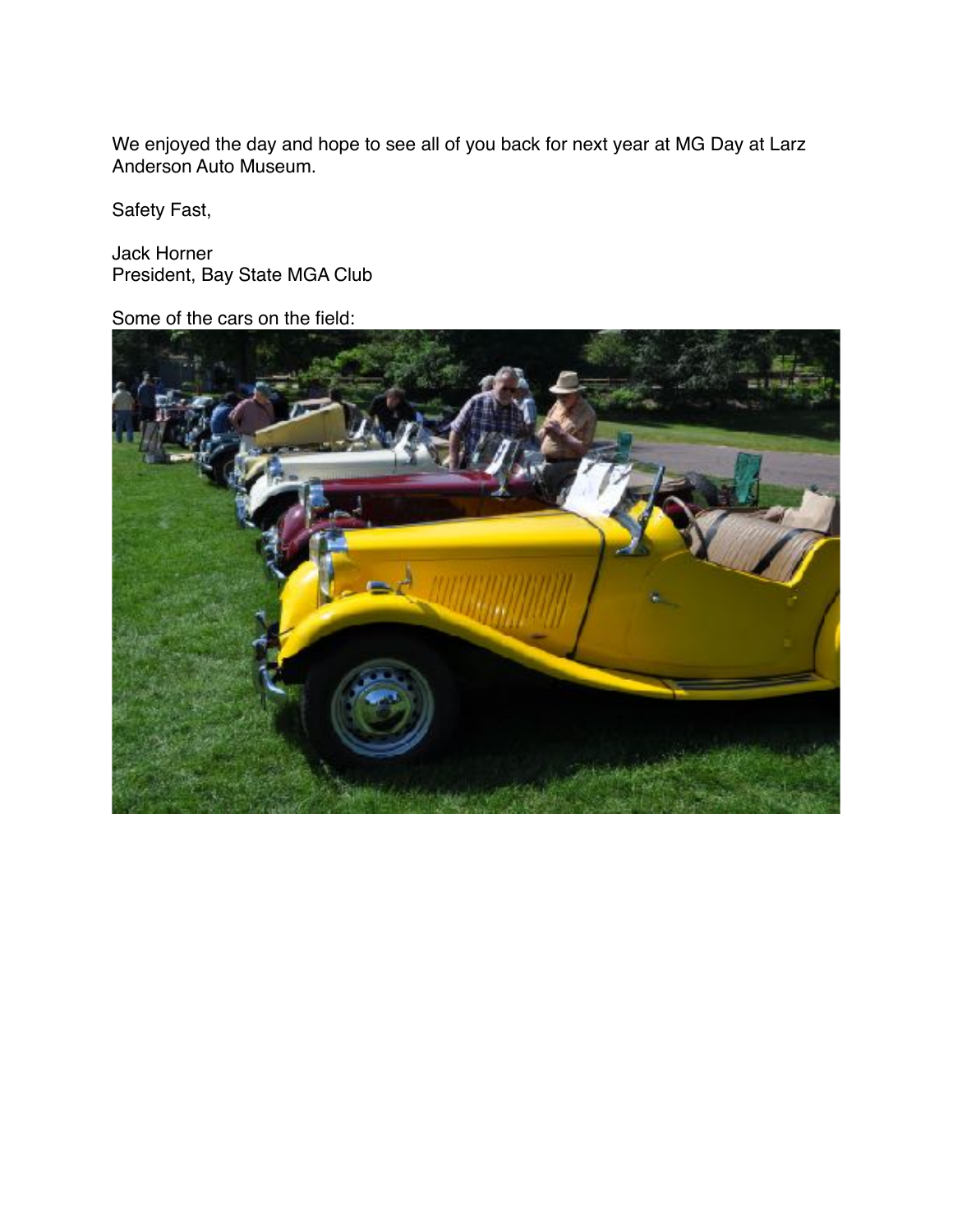We enjoyed the day and hope to see all of you back for next year at MG Day at Larz Anderson Auto Museum.

Safety Fast,

Jack Horner
President, Bay State MGA Club

Some of the cars on the field: